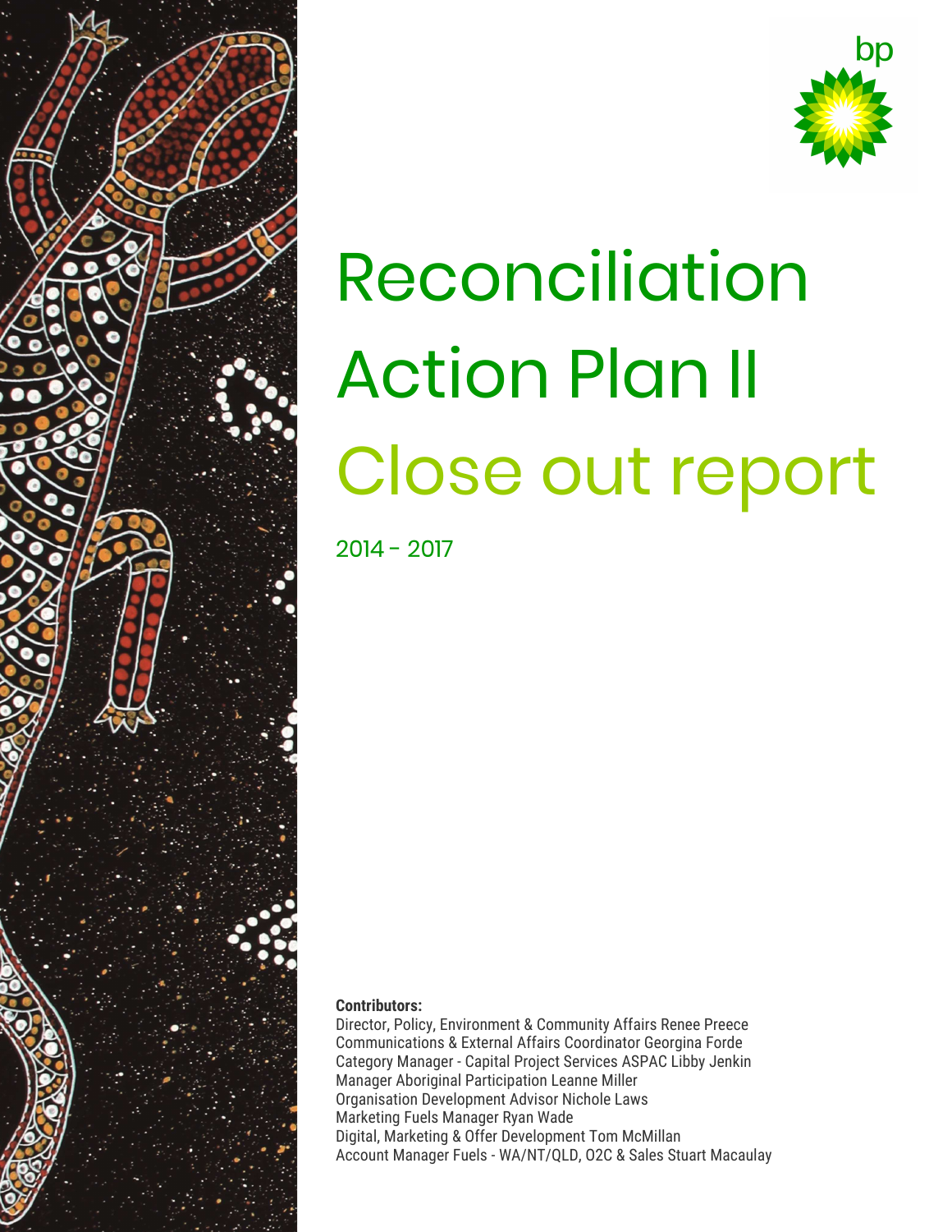# Reconciliation Action Plan II

## Close out report

2014 - 2017

**Contributors:**

Director, Policy, Environment & Community Affairs Renee Preece
Communications & External Affairs Coordinator Georgina Forde
Category Manager - Capital Project Services ASPAC Libby Jenkin
Manager Aboriginal Participation Leanne Miller
Organisation Development Advisor Nichole Laws
Marketing Fuels Manager Ryan Wade
Digital, Marketing & Offer Development Tom McMillan
Account Manager Fuels - WA/NT/QLD, O2C & Sales Stuart Macaulay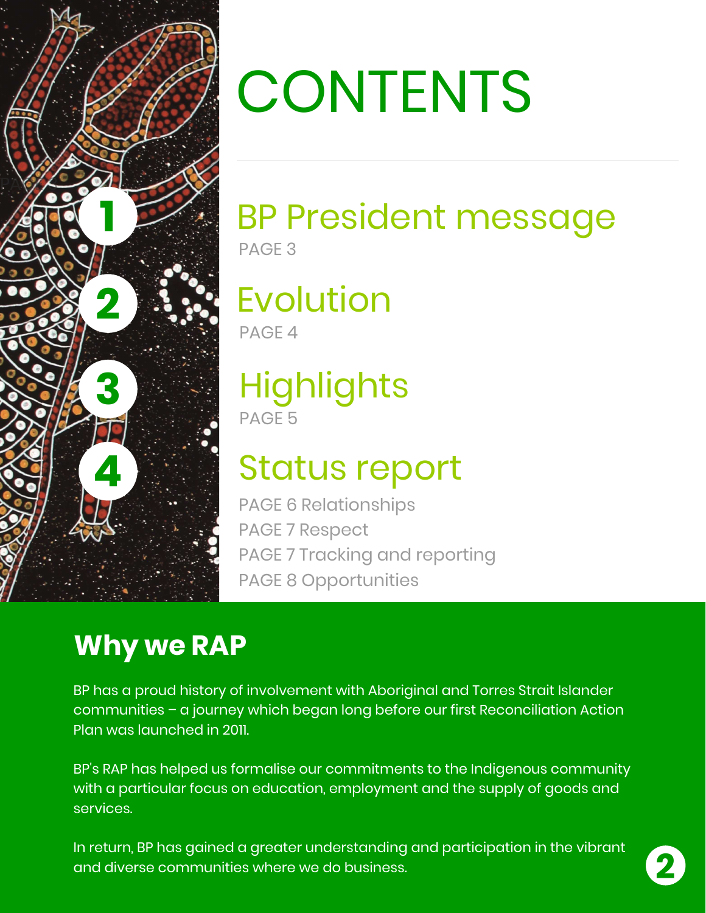# CONTENTS

## BP President message
PAGE 3

## Evolution
PAGE 4

## Highlights
PAGE 5

## Status report
PAGE 6 Relationships
PAGE 7 Respect
PAGE 7 Tracking and reporting
PAGE 8 Opportunities

## Why we RAP

BP has a proud history of involvement with Aboriginal and Torres Strait Islander communities – a journey which began long before our first Reconciliation Action Plan was launched in 2011.

BP's RAP has helped us formalise our commitments to the Indigenous community with a particular focus on education, employment and the supply of goods and services.

In return, BP has gained a greater understanding and participation in the vibrant and diverse communities where we do business.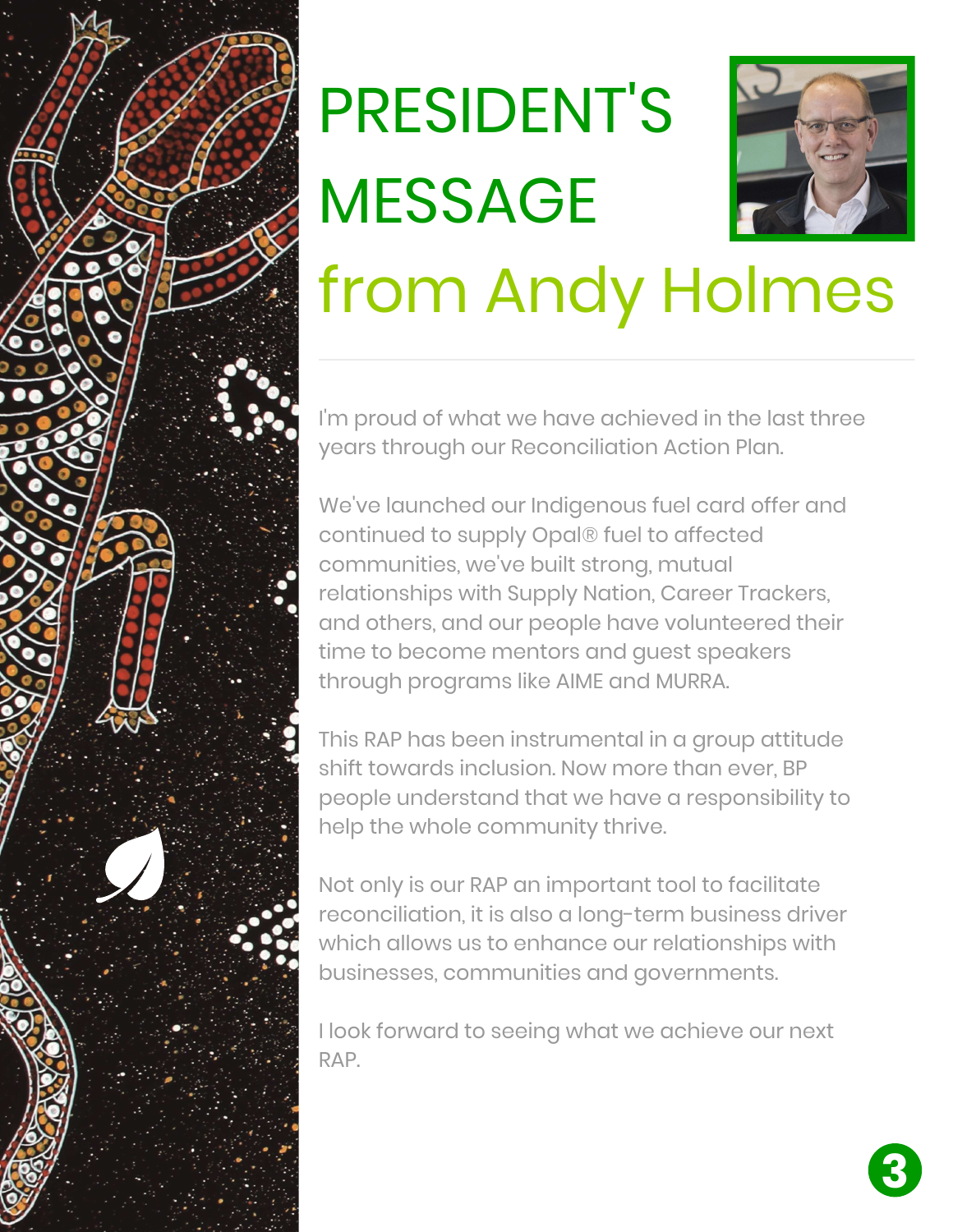# PRESIDENT'S MESSAGE

## from Andy Holmes

I'm proud of what we have achieved in the last three years through our Reconciliation Action Plan.

We've launched our Indigenous fuel card offer and continued to supply Opal® fuel to affected communities, we've built strong, mutual relationships with Supply Nation, Career Trackers, and others, and our people have volunteered their time to become mentors and guest speakers through programs like AIME and MURRA.

This RAP has been instrumental in a group attitude shift towards inclusion. Now more than ever, BP people understand that we have a responsibility to help the whole community thrive.

Not only is our RAP an important tool to facilitate reconciliation, it is also a long-term business driver which allows us to enhance our relationships with businesses, communities and governments.

I look forward to seeing what we achieve our next RAP.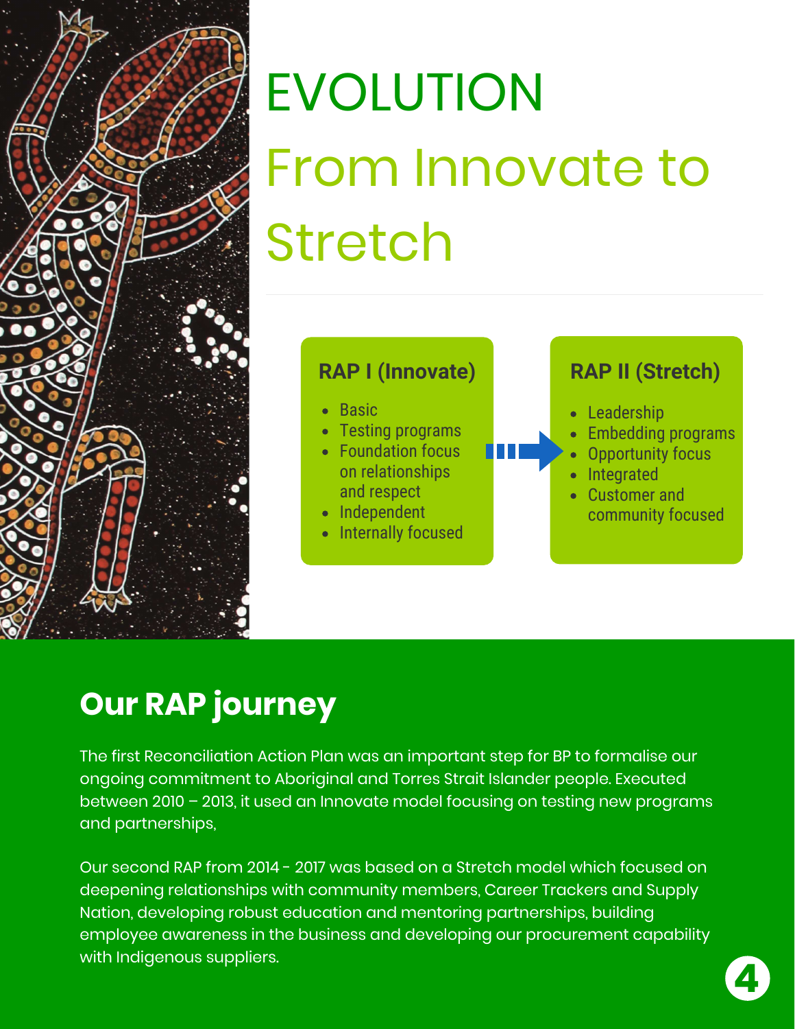# EVOLUTION

## From Innovate to Stretch

### RAP I (Innovate)

- Basic
- Testing programs
- Foundation focus on relationships and respect
- Independent
- Internally focused

### RAP II (Stretch)

- Leadership
- Embedding programs
- Opportunity focus
- Integrated
- Customer and community focused

## Our RAP journey

The first Reconciliation Action Plan was an important step for BP to formalise our ongoing commitment to Aboriginal and Torres Strait Islander people. Executed between 2010 – 2013, it used an Innovate model focusing on testing new programs and partnerships,

Our second RAP from 2014 - 2017 was based on a Stretch model which focused on deepening relationships with community members, Career Trackers and Supply Nation, developing robust education and mentoring partnerships, building employee awareness in the business and developing our procurement capability with Indigenous suppliers.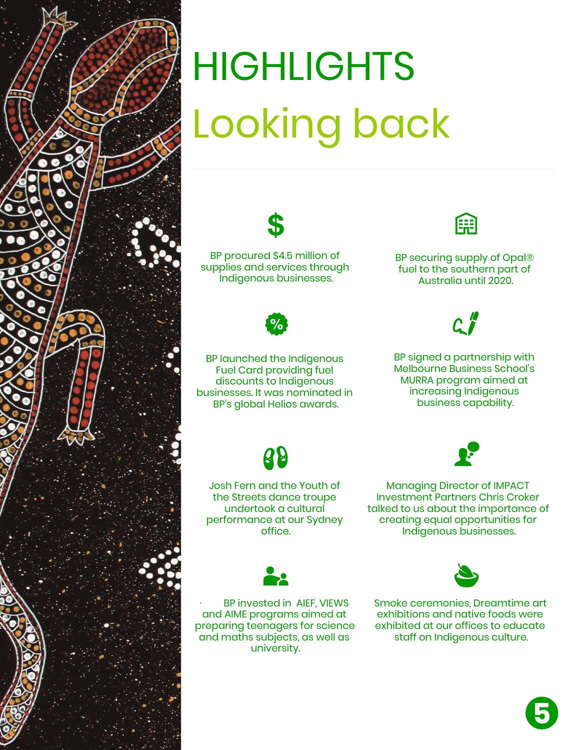# HIGHLIGHTS

## Looking back

BP procured $4.5 million of supplies and services through Indigenous businesses.

BP securing supply of Opal® fuel to the southern part of Australia until 2020.

BP launched the Indigenous Fuel Card providing fuel discounts to Indigenous businesses. It was nominated in BP's global Helios awards.

BP signed a partnership with Melbourne Business School's MURRA program aimed at increasing Indigenous business capability.

Josh Fern and the Youth of the Streets dance troupe undertook a cultural performance at our Sydney office.

Managing Director of IMPACT Investment Partners Chris Croker talked to us about the importance of creating equal opportunities for Indigenous businesses.

BP invested in AIEF, VIEWS and AIME programs aimed at preparing teenagers for science and maths subjects, as well as university.

Smoke ceremonies, Dreamtime art exhibitions and native foods were exhibited at our offices to educate staff on Indigenous culture.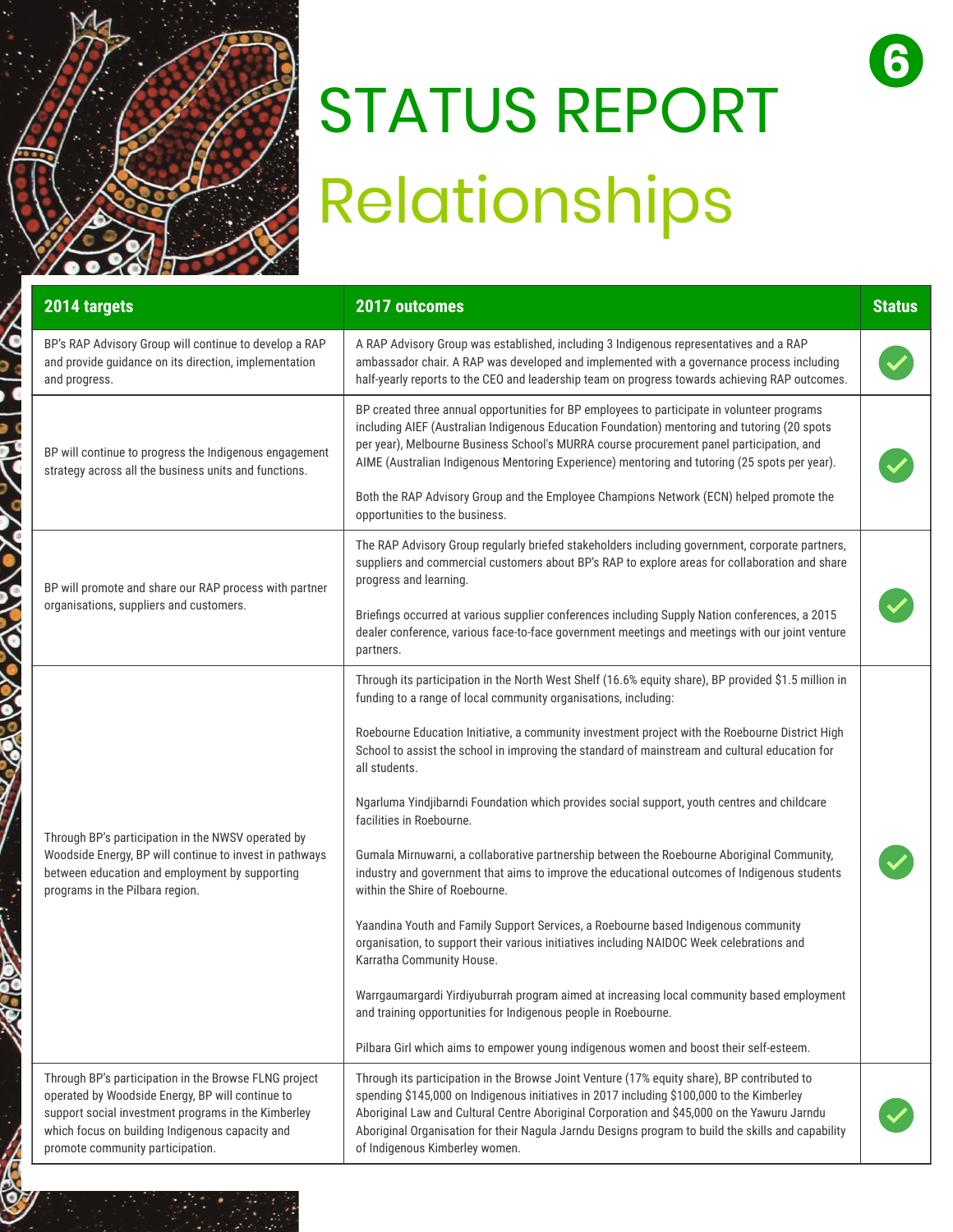# STATUS REPORT
## Relationships

| 2014 targets | 2017 outcomes | Status |
|---|---|---|
| BP's RAP Advisory Group will continue to develop a RAP and provide guidance on its direction, implementation and progress. | A RAP Advisory Group was established, including 3 Indigenous representatives and a RAP ambassador chair. A RAP was developed and implemented with a governance process including half-yearly reports to the CEO and leadership team on progress towards achieving RAP outcomes. | ✓ |
| BP will continue to progress the Indigenous engagement strategy across all the business units and functions. | BP created three annual opportunities for BP employees to participate in volunteer programs including AIEF (Australian Indigenous Education Foundation) mentoring and tutoring (20 spots per year), Melbourne Business School's MURRA course procurement panel participation, and AIME (Australian Indigenous Mentoring Experience) mentoring and tutoring (25 spots per year).<br><br>Both the RAP Advisory Group and the Employee Champions Network (ECN) helped promote the opportunities to the business. | ✓ |
| BP will promote and share our RAP process with partner organisations, suppliers and customers. | The RAP Advisory Group regularly briefed stakeholders including government, corporate partners, suppliers and commercial customers about BP's RAP to explore areas for collaboration and share progress and learning.<br><br>Briefings occurred at various supplier conferences including Supply Nation conferences, a 2015 dealer conference, various face-to-face government meetings and meetings with our joint venture partners. | ✓ |
| Through BP's participation in the NWSV operated by Woodside Energy, BP will continue to invest in pathways between education and employment by supporting programs in the Pilbara region. | Through its participation in the North West Shelf (16.6% equity share), BP provided $1.5 million in funding to a range of local community organisations, including:<br><br>Roebourne Education Initiative, a community investment project with the Roebourne District High School to assist the school in improving the standard of mainstream and cultural education for all students.<br><br>Ngarluma Yindjibarndi Foundation which provides social support, youth centres and childcare facilities in Roebourne.<br><br>Gumala Mirnuwarni, a collaborative partnership between the Roebourne Aboriginal Community, industry and government that aims to improve the educational outcomes of Indigenous students within the Shire of Roebourne.<br><br>Yaandina Youth and Family Support Services, a Roebourne based Indigenous community organisation, to support their various initiatives including NAIDOC Week celebrations and Karratha Community House.<br><br>Warrgaumargardi Yirdiyuburrah program aimed at increasing local community based employment and training opportunities for Indigenous people in Roebourne.<br><br>Pilbara Girl which aims to empower young indigenous women and boost their self-esteem. | ✓ |
| Through BP's participation in the Browse FLNG project operated by Woodside Energy, BP will continue to support social investment programs in the Kimberley which focus on building Indigenous capacity and promote community participation. | Through its participation in the Browse Joint Venture (17% equity share), BP contributed to spending $145,000 on Indigenous initiatives in 2017 including $100,000 to the Kimberley Aboriginal Law and Cultural Centre Aboriginal Corporation and $45,000 on the Yawuru Jarndu Aboriginal Organisation for their Nagula Jarndu Designs program to build the skills and capability of Indigenous Kimberley women. | ✓ |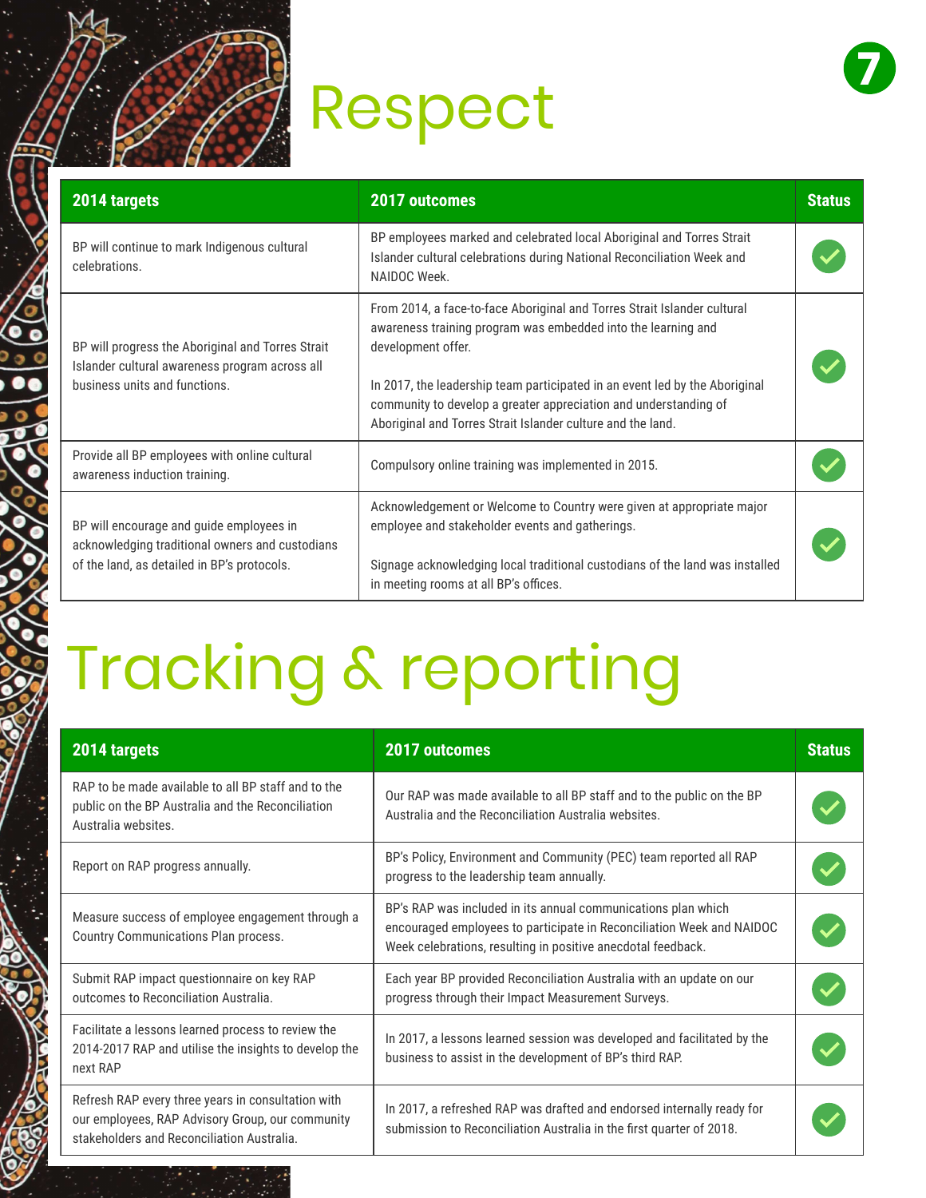# Respect

| 2014 targets | 2017 outcomes | Status |
| --- | --- | --- |
| BP will continue to mark Indigenous cultural celebrations. | BP employees marked and celebrated local Aboriginal and Torres Strait Islander cultural celebrations during National Reconciliation Week and NAIDOC Week. | ✓ |
| BP will progress the Aboriginal and Torres Strait Islander cultural awareness program across all business units and functions. | From 2014, a face-to-face Aboriginal and Torres Strait Islander cultural awareness training program was embedded into the learning and development offer.<br><br>In 2017, the leadership team participated in an event led by the Aboriginal community to develop a greater appreciation and understanding of Aboriginal and Torres Strait Islander culture and the land. | ✓ |
| Provide all BP employees with online cultural awareness induction training. | Compulsory online training was implemented in 2015. | ✓ |
| BP will encourage and guide employees in acknowledging traditional owners and custodians of the land, as detailed in BP's protocols. | Acknowledgement or Welcome to Country were given at appropriate major employee and stakeholder events and gatherings.<br><br>Signage acknowledging local traditional custodians of the land was installed in meeting rooms at all BP's offices. | ✓ |

# Tracking & reporting

| 2014 targets | 2017 outcomes | Status |
| --- | --- | --- |
| RAP to be made available to all BP staff and to the public on the BP Australia and the Reconciliation Australia websites. | Our RAP was made available to all BP staff and to the public on the BP Australia and the Reconciliation Australia websites. | ✓ |
| Report on RAP progress annually. | BP's Policy, Environment and Community (PEC) team reported all RAP progress to the leadership team annually. | ✓ |
| Measure success of employee engagement through a Country Communications Plan process. | BP's RAP was included in its annual communications plan which encouraged employees to participate in Reconciliation Week and NAIDOC Week celebrations, resulting in positive anecdotal feedback. | ✓ |
| Submit RAP impact questionnaire on key RAP outcomes to Reconciliation Australia. | Each year BP provided Reconciliation Australia with an update on our progress through their Impact Measurement Surveys. | ✓ |
| Facilitate a lessons learned process to review the 2014-2017 RAP and utilise the insights to develop the next RAP | In 2017, a lessons learned session was developed and facilitated by the business to assist in the development of BP's third RAP. | ✓ |
| Refresh RAP every three years in consultation with our employees, RAP Advisory Group, our community stakeholders and Reconciliation Australia. | In 2017, a refreshed RAP was drafted and endorsed internally ready for submission to Reconciliation Australia in the first quarter of 2018. | ✓ |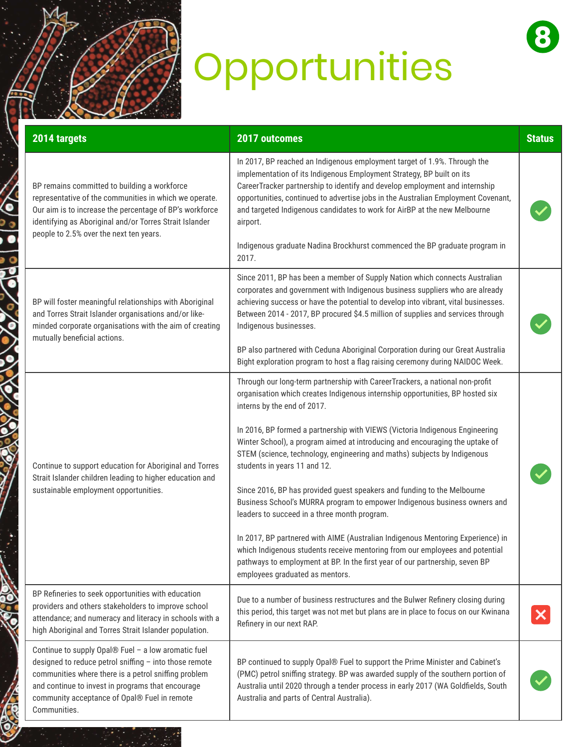# Opportunities

| 2014 targets | 2017 outcomes | Status |
|---|---|---|
| BP remains committed to building a workforce representative of the communities in which we operate. Our aim is to increase the percentage of BP's workforce identifying as Aboriginal and/or Torres Strait Islander people to 2.5% over the next ten years. | In 2017, BP reached an Indigenous employment target of 1.9%. Through the implementation of its Indigenous Employment Strategy, BP built on its CareerTracker partnership to identify and develop employment and internship opportunities, continued to advertise jobs in the Australian Employment Covenant, and targeted Indigenous candidates to work for AirBP at the new Melbourne airport.<br><br>Indigenous graduate Nadina Brockhurst commenced the BP graduate program in 2017. | ✓ |
| BP will foster meaningful relationships with Aboriginal and Torres Strait Islander organisations and/or like-minded corporate organisations with the aim of creating mutually beneficial actions. | Since 2011, BP has been a member of Supply Nation which connects Australian corporates and government with Indigenous business suppliers who are already achieving success or have the potential to develop into vibrant, vital businesses. Between 2014 - 2017, BP procured $4.5 million of supplies and services through Indigenous businesses.<br><br>BP also partnered with Ceduna Aboriginal Corporation during our Great Australia Bight exploration program to host a flag raising ceremony during NAIDOC Week. | ✓ |
| Continue to support education for Aboriginal and Torres Strait Islander children leading to higher education and sustainable employment opportunities. | Through our long-term partnership with CareerTrackers, a national non-profit organisation which creates Indigenous internship opportunities, BP hosted six interns by the end of 2017.<br><br>In 2016, BP formed a partnership with VIEWS (Victoria Indigenous Engineering Winter School), a program aimed at introducing and encouraging the uptake of STEM (science, technology, engineering and maths) subjects by Indigenous students in years 11 and 12.<br><br>Since 2016, BP has provided guest speakers and funding to the Melbourne Business School's MURRA program to empower Indigenous business owners and leaders to succeed in a three month program.<br><br>In 2017, BP partnered with AIME (Australian Indigenous Mentoring Experience) in which Indigenous students receive mentoring from our employees and potential pathways to employment at BP. In the first year of our partnership, seven BP employees graduated as mentors. | ✓ |
| BP Refineries to seek opportunities with education providers and others stakeholders to improve school attendance; and numeracy and literacy in schools with a high Aboriginal and Torres Strait Islander population. | Due to a number of business restructures and the Bulwer Refinery closing during this period, this target was not met but plans are in place to focus on our Kwinana Refinery in our next RAP. | ✗ |
| Continue to supply Opal® Fuel – a low aromatic fuel designed to reduce petrol sniffing – into those remote communities where there is a petrol sniffing problem and continue to invest in programs that encourage community acceptance of Opal® Fuel in remote Communities. | BP continued to supply Opal® Fuel to support the Prime Minister and Cabinet's (PMC) petrol sniffing strategy. BP was awarded supply of the southern portion of Australia until 2020 through a tender process in early 2017 (WA Goldfields, South Australia and parts of Central Australia). | ✓ |